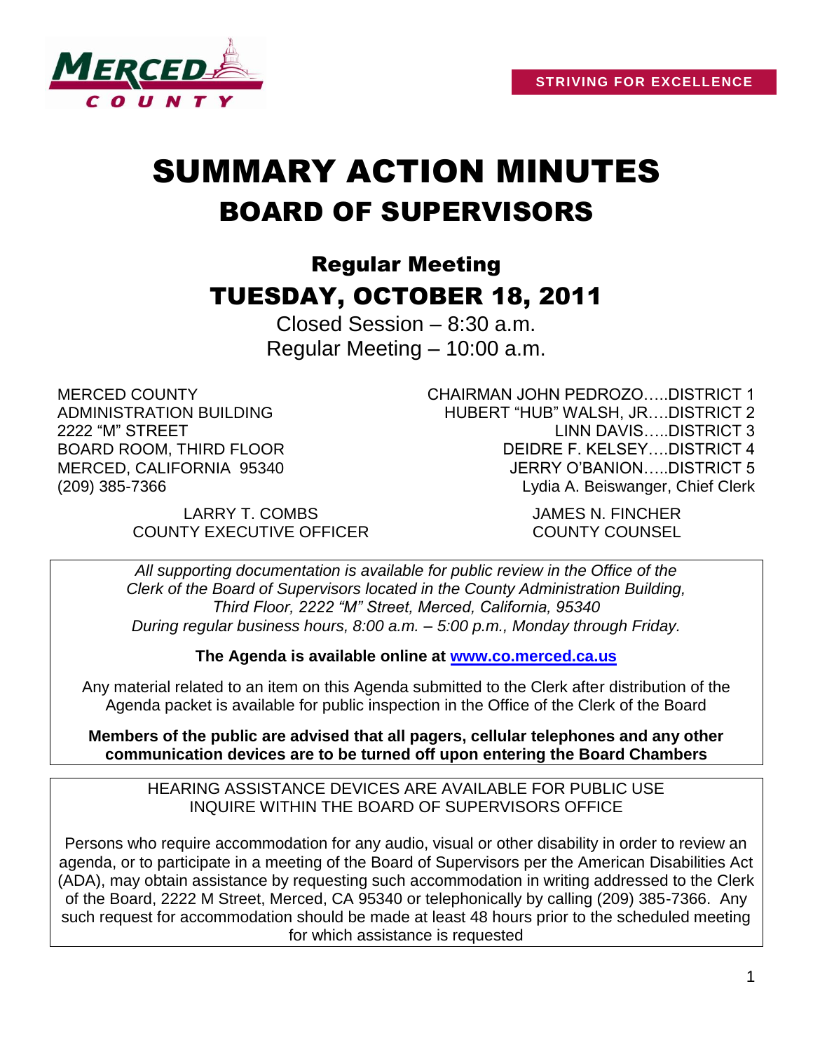STRIVING FOR EXCELLENCE

# SUMMARY ACTION MINUTES

## BOARD OF SUPERVISORS

### Regular Meeting

## TUESDAY, OCTOBER 18, 2011

Closed Session – 8:30 a.m.

Regular Meeting – 10:00 a.m.

MERCED COUNTY
ADMINISTRATION BUILDING
2222 "M" STREET
BOARD ROOM, THIRD FLOOR
MERCED, CALIFORNIA 95340
(209) 385-7366

CHAIRMAN JOHN PEDROZO…..DISTRICT 1
HUBERT "HUB" WALSH, JR….DISTRICT 2
LINN DAVIS…..DISTRICT 3
DEIDRE F. KELSEY….DISTRICT 4
JERRY O'BANION…..DISTRICT 5
Lydia A. Beiswanger, Chief Clerk

LARRY T. COMBS
COUNTY EXECUTIVE OFFICER

JAMES N. FINCHER
COUNTY COUNSEL

*All supporting documentation is available for public review in the Office of the Clerk of the Board of Supervisors located in the County Administration Building, Third Floor, 2222 "M" Street, Merced, California, 95340 During regular business hours, 8:00 a.m. – 5:00 p.m., Monday through Friday.*

**The Agenda is available online at [www.co.merced.ca.us](http://www.co.merced.ca.us)**

Any material related to an item on this Agenda submitted to the Clerk after distribution of the Agenda packet is available for public inspection in the Office of the Clerk of the Board

**Members of the public are advised that all pagers, cellular telephones and any other communication devices are to be turned off upon entering the Board Chambers**

HEARING ASSISTANCE DEVICES ARE AVAILABLE FOR PUBLIC USE
INQUIRE WITHIN THE BOARD OF SUPERVISORS OFFICE

Persons who require accommodation for any audio, visual or other disability in order to review an agenda, or to participate in a meeting of the Board of Supervisors per the American Disabilities Act (ADA), may obtain assistance by requesting such accommodation in writing addressed to the Clerk of the Board, 2222 M Street, Merced, CA 95340 or telephonically by calling (209) 385-7366. Any such request for accommodation should be made at least 48 hours prior to the scheduled meeting for which assistance is requested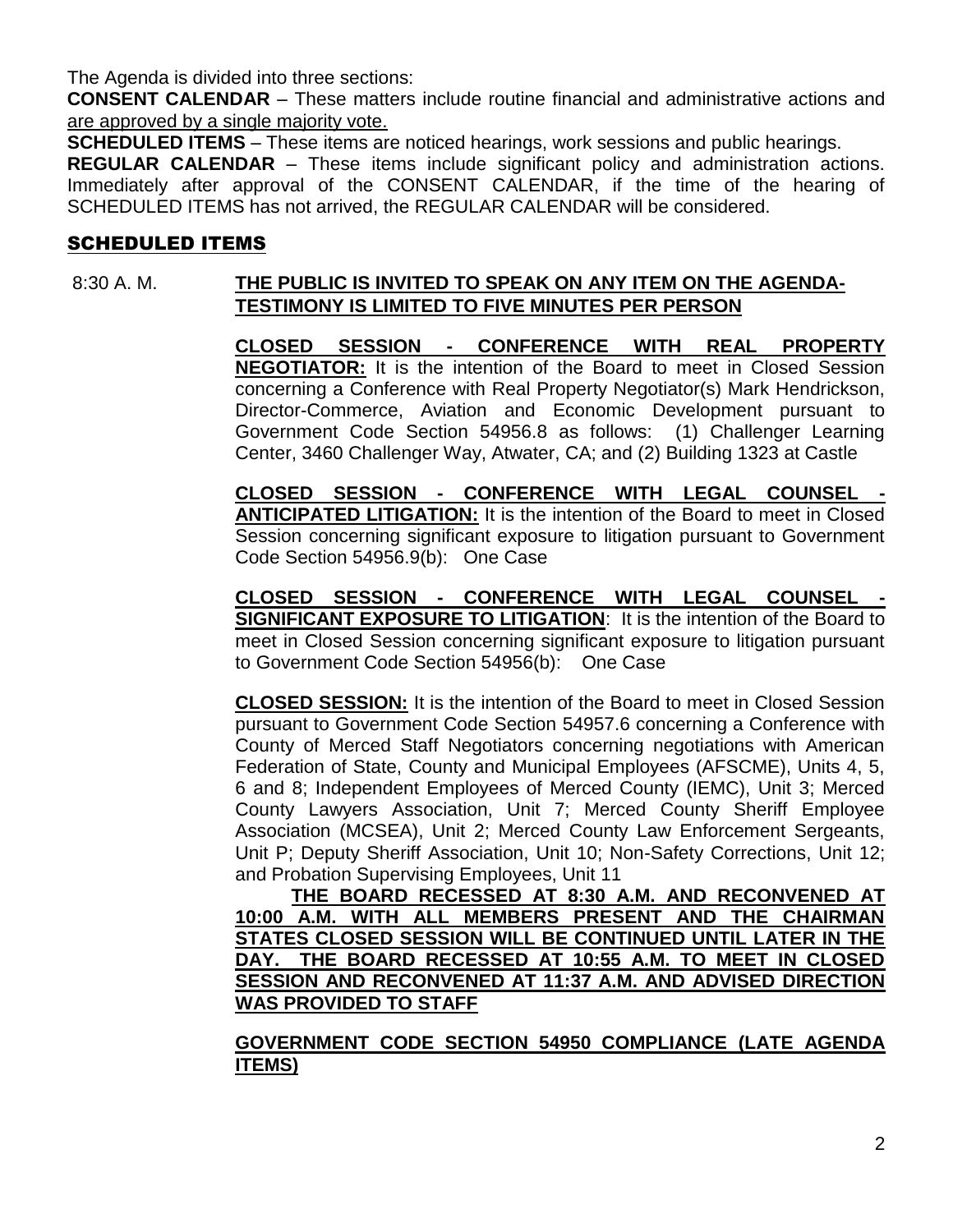The Agenda is divided into three sections:

**CONSENT CALENDAR** – These matters include routine financial and administrative actions and are approved by a single majority vote.

**SCHEDULED ITEMS** – These items are noticed hearings, work sessions and public hearings.

**REGULAR CALENDAR** – These items include significant policy and administration actions. Immediately after approval of the CONSENT CALENDAR, if the time of the hearing of SCHEDULED ITEMS has not arrived, the REGULAR CALENDAR will be considered.

## SCHEDULED ITEMS

8:30 A. M. **THE PUBLIC IS INVITED TO SPEAK ON ANY ITEM ON THE AGENDA-TESTIMONY IS LIMITED TO FIVE MINUTES PER PERSON**

**CLOSED SESSION - CONFERENCE WITH REAL PROPERTY NEGOTIATOR:** It is the intention of the Board to meet in Closed Session concerning a Conference with Real Property Negotiator(s) Mark Hendrickson, Director-Commerce, Aviation and Economic Development pursuant to Government Code Section 54956.8 as follows: (1) Challenger Learning Center, 3460 Challenger Way, Atwater, CA; and (2) Building 1323 at Castle

**CLOSED SESSION - CONFERENCE WITH LEGAL COUNSEL - ANTICIPATED LITIGATION:** It is the intention of the Board to meet in Closed Session concerning significant exposure to litigation pursuant to Government Code Section 54956.9(b): One Case

**CLOSED SESSION - CONFERENCE WITH LEGAL COUNSEL - SIGNIFICANT EXPOSURE TO LITIGATION**: It is the intention of the Board to meet in Closed Session concerning significant exposure to litigation pursuant to Government Code Section 54956(b): One Case

**CLOSED SESSION:** It is the intention of the Board to meet in Closed Session pursuant to Government Code Section 54957.6 concerning a Conference with County of Merced Staff Negotiators concerning negotiations with American Federation of State, County and Municipal Employees (AFSCME), Units 4, 5, 6 and 8; Independent Employees of Merced County (IEMC), Unit 3; Merced County Lawyers Association, Unit 7; Merced County Sheriff Employee Association (MCSEA), Unit 2; Merced County Law Enforcement Sergeants, Unit P; Deputy Sheriff Association, Unit 10; Non-Safety Corrections, Unit 12; and Probation Supervising Employees, Unit 11

**THE BOARD RECESSED AT 8:30 A.M. AND RECONVENED AT 10:00 A.M. WITH ALL MEMBERS PRESENT AND THE CHAIRMAN STATES CLOSED SESSION WILL BE CONTINUED UNTIL LATER IN THE DAY. THE BOARD RECESSED AT 10:55 A.M. TO MEET IN CLOSED SESSION AND RECONVENED AT 11:37 A.M. AND ADVISED DIRECTION WAS PROVIDED TO STAFF**

**GOVERNMENT CODE SECTION 54950 COMPLIANCE (LATE AGENDA ITEMS)**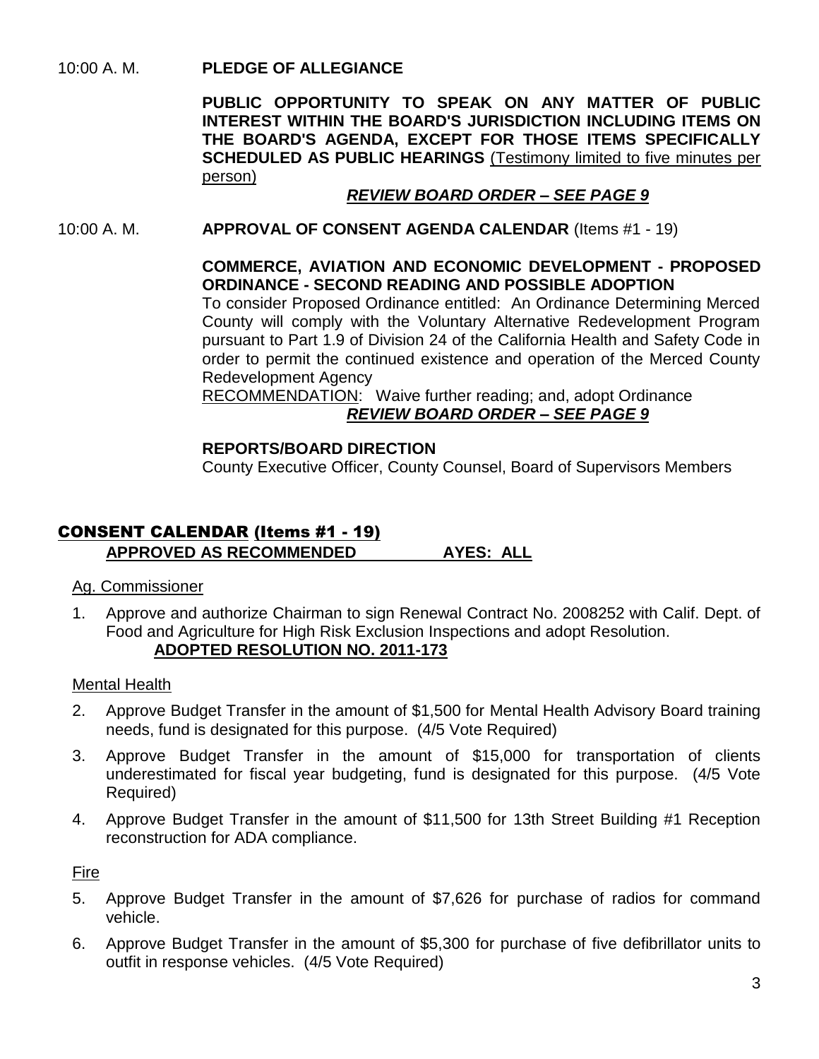10:00 A. M. **PLEDGE OF ALLEGIANCE**

**PUBLIC OPPORTUNITY TO SPEAK ON ANY MATTER OF PUBLIC INTEREST WITHIN THE BOARD'S JURISDICTION INCLUDING ITEMS ON THE BOARD'S AGENDA, EXCEPT FOR THOSE ITEMS SPECIFICALLY SCHEDULED AS PUBLIC HEARINGS** (Testimony limited to five minutes per person)

***REVIEW BOARD ORDER – SEE PAGE 9***

10:00 A. M. **APPROVAL OF CONSENT AGENDA CALENDAR** (Items #1 - 19)

**COMMERCE, AVIATION AND ECONOMIC DEVELOPMENT - PROPOSED ORDINANCE - SECOND READING AND POSSIBLE ADOPTION**
To consider Proposed Ordinance entitled: An Ordinance Determining Merced County will comply with the Voluntary Alternative Redevelopment Program pursuant to Part 1.9 of Division 24 of the California Health and Safety Code in order to permit the continued existence and operation of the Merced County Redevelopment Agency
RECOMMENDATION: Waive further reading; and, adopt Ordinance

***REVIEW BOARD ORDER – SEE PAGE 9***

**REPORTS/BOARD DIRECTION**
County Executive Officer, County Counsel, Board of Supervisors Members

## CONSENT CALENDAR (Items #1 - 19)

**APPROVED AS RECOMMENDED AYES: ALL**

Ag. Commissioner

1. Approve and authorize Chairman to sign Renewal Contract No. 2008252 with Calif. Dept. of Food and Agriculture for High Risk Exclusion Inspections and adopt Resolution.
   **ADOPTED RESOLUTION NO. 2011-173**

Mental Health

2. Approve Budget Transfer in the amount of $1,500 for Mental Health Advisory Board training needs, fund is designated for this purpose. (4/5 Vote Required)
3. Approve Budget Transfer in the amount of $15,000 for transportation of clients underestimated for fiscal year budgeting, fund is designated for this purpose. (4/5 Vote Required)
4. Approve Budget Transfer in the amount of $11,500 for 13th Street Building #1 Reception reconstruction for ADA compliance.

Fire

5. Approve Budget Transfer in the amount of $7,626 for purchase of radios for command vehicle.
6. Approve Budget Transfer in the amount of $5,300 for purchase of five defibrillator units to outfit in response vehicles. (4/5 Vote Required)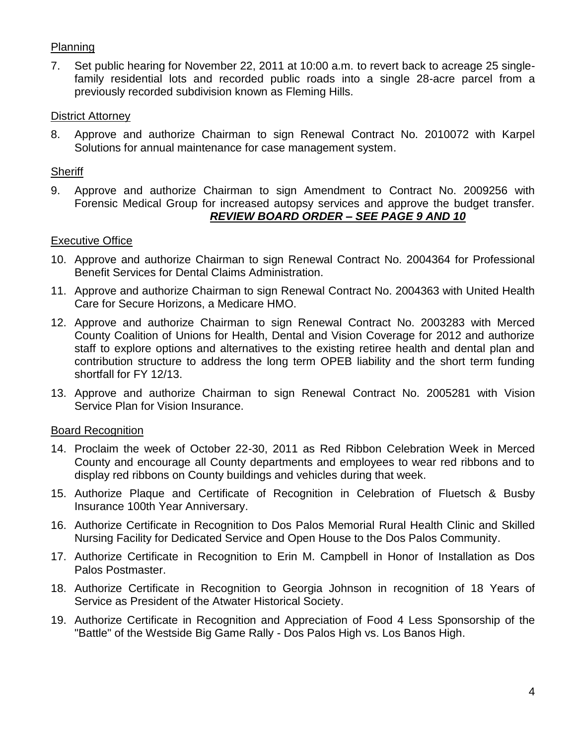Planning

7. Set public hearing for November 22, 2011 at 10:00 a.m. to revert back to acreage 25 single-family residential lots and recorded public roads into a single 28-acre parcel from a previously recorded subdivision known as Fleming Hills.

District Attorney

8. Approve and authorize Chairman to sign Renewal Contract No. 2010072 with Karpel Solutions for annual maintenance for case management system.

Sheriff

9. Approve and authorize Chairman to sign Amendment to Contract No. 2009256 with Forensic Medical Group for increased autopsy services and approve the budget transfer.
***REVIEW BOARD ORDER – SEE PAGE 9 AND 10***

Executive Office

10. Approve and authorize Chairman to sign Renewal Contract No. 2004364 for Professional Benefit Services for Dental Claims Administration.

11. Approve and authorize Chairman to sign Renewal Contract No. 2004363 with United Health Care for Secure Horizons, a Medicare HMO.

12. Approve and authorize Chairman to sign Renewal Contract No. 2003283 with Merced County Coalition of Unions for Health, Dental and Vision Coverage for 2012 and authorize staff to explore options and alternatives to the existing retiree health and dental plan and contribution structure to address the long term OPEB liability and the short term funding shortfall for FY 12/13.

13. Approve and authorize Chairman to sign Renewal Contract No. 2005281 with Vision Service Plan for Vision Insurance.

Board Recognition

14. Proclaim the week of October 22-30, 2011 as Red Ribbon Celebration Week in Merced County and encourage all County departments and employees to wear red ribbons and to display red ribbons on County buildings and vehicles during that week.

15. Authorize Plaque and Certificate of Recognition in Celebration of Fluetsch & Busby Insurance 100th Year Anniversary.

16. Authorize Certificate in Recognition to Dos Palos Memorial Rural Health Clinic and Skilled Nursing Facility for Dedicated Service and Open House to the Dos Palos Community.

17. Authorize Certificate in Recognition to Erin M. Campbell in Honor of Installation as Dos Palos Postmaster.

18. Authorize Certificate in Recognition to Georgia Johnson in recognition of 18 Years of Service as President of the Atwater Historical Society.

19. Authorize Certificate in Recognition and Appreciation of Food 4 Less Sponsorship of the "Battle" of the Westside Big Game Rally - Dos Palos High vs. Los Banos High.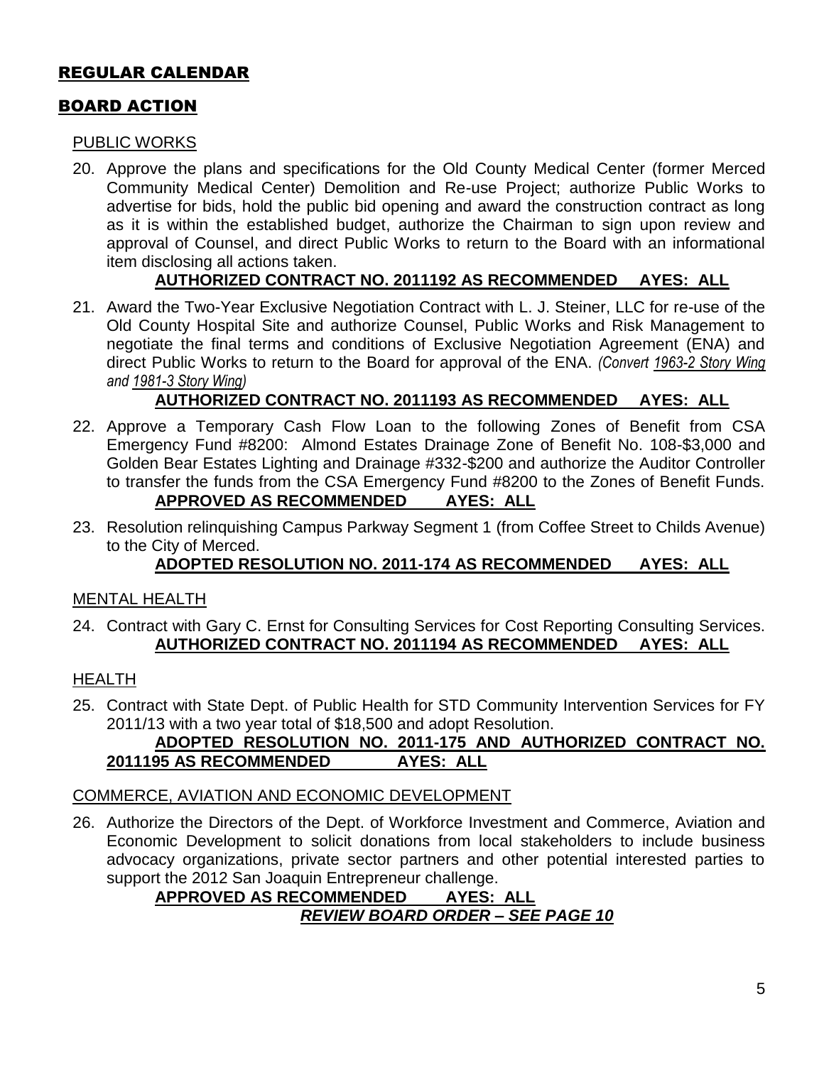## REGULAR CALENDAR

## BOARD ACTION

### PUBLIC WORKS

20. Approve the plans and specifications for the Old County Medical Center (former Merced Community Medical Center) Demolition and Re-use Project; authorize Public Works to advertise for bids, hold the public bid opening and award the construction contract as long as it is within the established budget, authorize the Chairman to sign upon review and approval of Counsel, and direct Public Works to return to the Board with an informational item disclosing all actions taken.

    **AUTHORIZED CONTRACT NO. 2011192 AS RECOMMENDED AYES: ALL**

21. Award the Two-Year Exclusive Negotiation Contract with L. J. Steiner, LLC for re-use of the Old County Hospital Site and authorize Counsel, Public Works and Risk Management to negotiate the final terms and conditions of Exclusive Negotiation Agreement (ENA) and direct Public Works to return to the Board for approval of the ENA. *(Convert 1963-2 Story Wing and 1981-3 Story Wing)*

    **AUTHORIZED CONTRACT NO. 2011193 AS RECOMMENDED AYES: ALL**

22. Approve a Temporary Cash Flow Loan to the following Zones of Benefit from CSA Emergency Fund #8200: Almond Estates Drainage Zone of Benefit No. 108-$3,000 and Golden Bear Estates Lighting and Drainage #332-$200 and authorize the Auditor Controller to transfer the funds from the CSA Emergency Fund #8200 to the Zones of Benefit Funds.

    **APPROVED AS RECOMMENDED AYES: ALL**

23. Resolution relinquishing Campus Parkway Segment 1 (from Coffee Street to Childs Avenue) to the City of Merced.

    **ADOPTED RESOLUTION NO. 2011-174 AS RECOMMENDED AYES: ALL**

### MENTAL HEALTH

24. Contract with Gary C. Ernst for Consulting Services for Cost Reporting Consulting Services.

    **AUTHORIZED CONTRACT NO. 2011194 AS RECOMMENDED AYES: ALL**

### HEALTH

25. Contract with State Dept. of Public Health for STD Community Intervention Services for FY 2011/13 with a two year total of $18,500 and adopt Resolution.

    **ADOPTED RESOLUTION NO. 2011-175 AND AUTHORIZED CONTRACT NO. 2011195 AS RECOMMENDED AYES: ALL**

### COMMERCE, AVIATION AND ECONOMIC DEVELOPMENT

26. Authorize the Directors of the Dept. of Workforce Investment and Commerce, Aviation and Economic Development to solicit donations from local stakeholders to include business advocacy organizations, private sector partners and other potential interested parties to support the 2012 San Joaquin Entrepreneur challenge.

    **APPROVED AS RECOMMENDED AYES: ALL**

    ***REVIEW BOARD ORDER – SEE PAGE 10***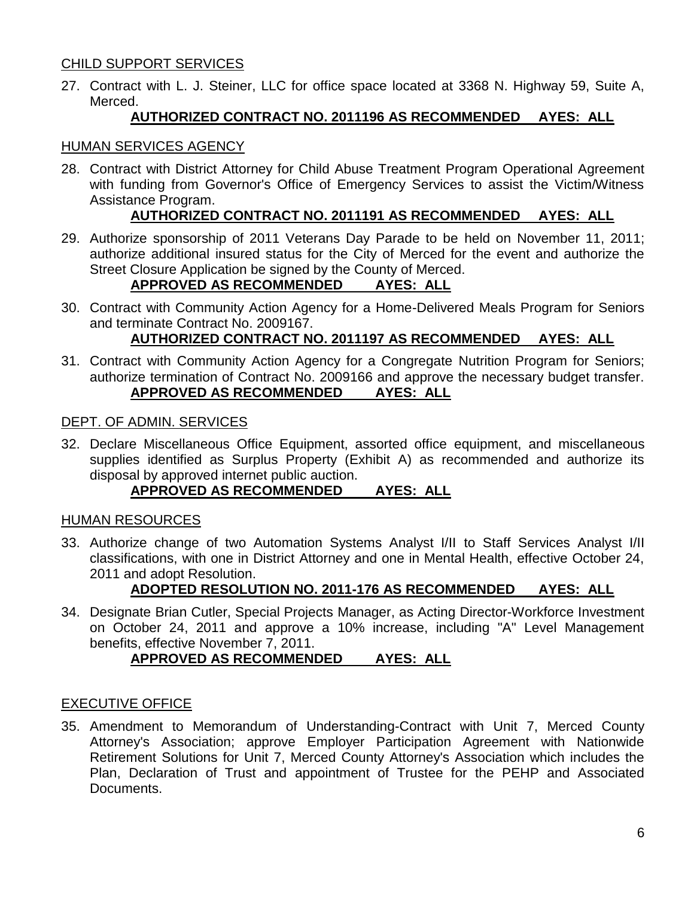CHILD SUPPORT SERVICES

27. Contract with L. J. Steiner, LLC for office space located at 3368 N. Highway 59, Suite A, Merced.

    **AUTHORIZED CONTRACT NO. 2011196 AS RECOMMENDED AYES: ALL**

HUMAN SERVICES AGENCY

28. Contract with District Attorney for Child Abuse Treatment Program Operational Agreement with funding from Governor's Office of Emergency Services to assist the Victim/Witness Assistance Program.

    **AUTHORIZED CONTRACT NO. 2011191 AS RECOMMENDED AYES: ALL**

29. Authorize sponsorship of 2011 Veterans Day Parade to be held on November 11, 2011; authorize additional insured status for the City of Merced for the event and authorize the Street Closure Application be signed by the County of Merced.

    **APPROVED AS RECOMMENDED AYES: ALL**

30. Contract with Community Action Agency for a Home-Delivered Meals Program for Seniors and terminate Contract No. 2009167.

    **AUTHORIZED CONTRACT NO. 2011197 AS RECOMMENDED AYES: ALL**

31. Contract with Community Action Agency for a Congregate Nutrition Program for Seniors; authorize termination of Contract No. 2009166 and approve the necessary budget transfer.

    **APPROVED AS RECOMMENDED AYES: ALL**

DEPT. OF ADMIN. SERVICES

32. Declare Miscellaneous Office Equipment, assorted office equipment, and miscellaneous supplies identified as Surplus Property (Exhibit A) as recommended and authorize its disposal by approved internet public auction.

    **APPROVED AS RECOMMENDED AYES: ALL**

HUMAN RESOURCES

33. Authorize change of two Automation Systems Analyst I/II to Staff Services Analyst I/II classifications, with one in District Attorney and one in Mental Health, effective October 24, 2011 and adopt Resolution.

    **ADOPTED RESOLUTION NO. 2011-176 AS RECOMMENDED AYES: ALL**

34. Designate Brian Cutler, Special Projects Manager, as Acting Director-Workforce Investment on October 24, 2011 and approve a 10% increase, including "A" Level Management benefits, effective November 7, 2011.

    **APPROVED AS RECOMMENDED AYES: ALL**

EXECUTIVE OFFICE

35. Amendment to Memorandum of Understanding-Contract with Unit 7, Merced County Attorney's Association; approve Employer Participation Agreement with Nationwide Retirement Solutions for Unit 7, Merced County Attorney's Association which includes the Plan, Declaration of Trust and appointment of Trustee for the PEHP and Associated Documents.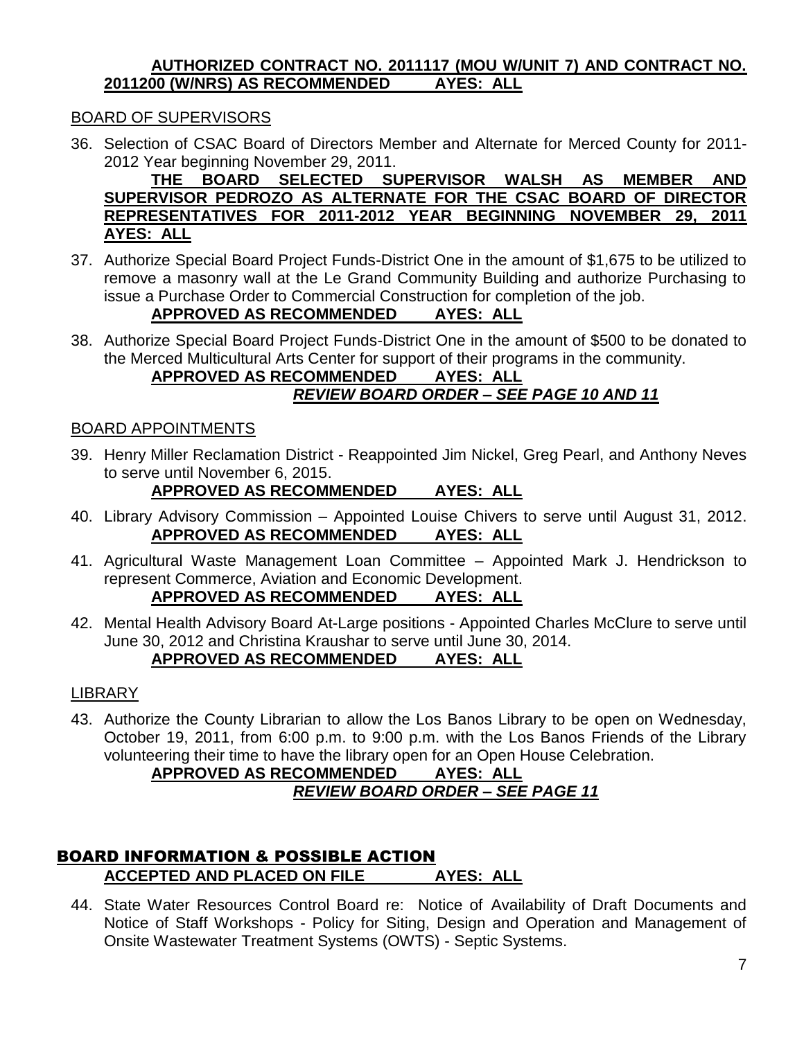**AUTHORIZED CONTRACT NO. 2011117 (MOU W/UNIT 7) AND CONTRACT NO. 2011200 (W/NRS) AS RECOMMENDED AYES: ALL**

BOARD OF SUPERVISORS

36. Selection of CSAC Board of Directors Member and Alternate for Merced County for 2011-2012 Year beginning November 29, 2011.
**THE BOARD SELECTED SUPERVISOR WALSH AS MEMBER AND SUPERVISOR PEDROZO AS ALTERNATE FOR THE CSAC BOARD OF DIRECTOR REPRESENTATIVES FOR 2011-2012 YEAR BEGINNING NOVEMBER 29, 2011 AYES: ALL**

37. Authorize Special Board Project Funds-District One in the amount of $1,675 to be utilized to remove a masonry wall at the Le Grand Community Building and authorize Purchasing to issue a Purchase Order to Commercial Construction for completion of the job.
**APPROVED AS RECOMMENDED AYES: ALL**

38. Authorize Special Board Project Funds-District One in the amount of $500 to be donated to the Merced Multicultural Arts Center for support of their programs in the community.
**APPROVED AS RECOMMENDED AYES: ALL**
***REVIEW BOARD ORDER – SEE PAGE 10 AND 11***

BOARD APPOINTMENTS

39. Henry Miller Reclamation District - Reappointed Jim Nickel, Greg Pearl, and Anthony Neves to serve until November 6, 2015.
**APPROVED AS RECOMMENDED AYES: ALL**

40. Library Advisory Commission – Appointed Louise Chivers to serve until August 31, 2012.
**APPROVED AS RECOMMENDED AYES: ALL**

41. Agricultural Waste Management Loan Committee – Appointed Mark J. Hendrickson to represent Commerce, Aviation and Economic Development.
**APPROVED AS RECOMMENDED AYES: ALL**

42. Mental Health Advisory Board At-Large positions - Appointed Charles McClure to serve until June 30, 2012 and Christina Kraushar to serve until June 30, 2014.
**APPROVED AS RECOMMENDED AYES: ALL**

LIBRARY

43. Authorize the County Librarian to allow the Los Banos Library to be open on Wednesday, October 19, 2011, from 6:00 p.m. to 9:00 p.m. with the Los Banos Friends of the Library volunteering their time to have the library open for an Open House Celebration.
**APPROVED AS RECOMMENDED AYES: ALL**
***REVIEW BOARD ORDER – SEE PAGE 11***

## BOARD INFORMATION & POSSIBLE ACTION

**ACCEPTED AND PLACED ON FILE AYES: ALL**

44. State Water Resources Control Board re: Notice of Availability of Draft Documents and Notice of Staff Workshops - Policy for Siting, Design and Operation and Management of Onsite Wastewater Treatment Systems (OWTS) - Septic Systems.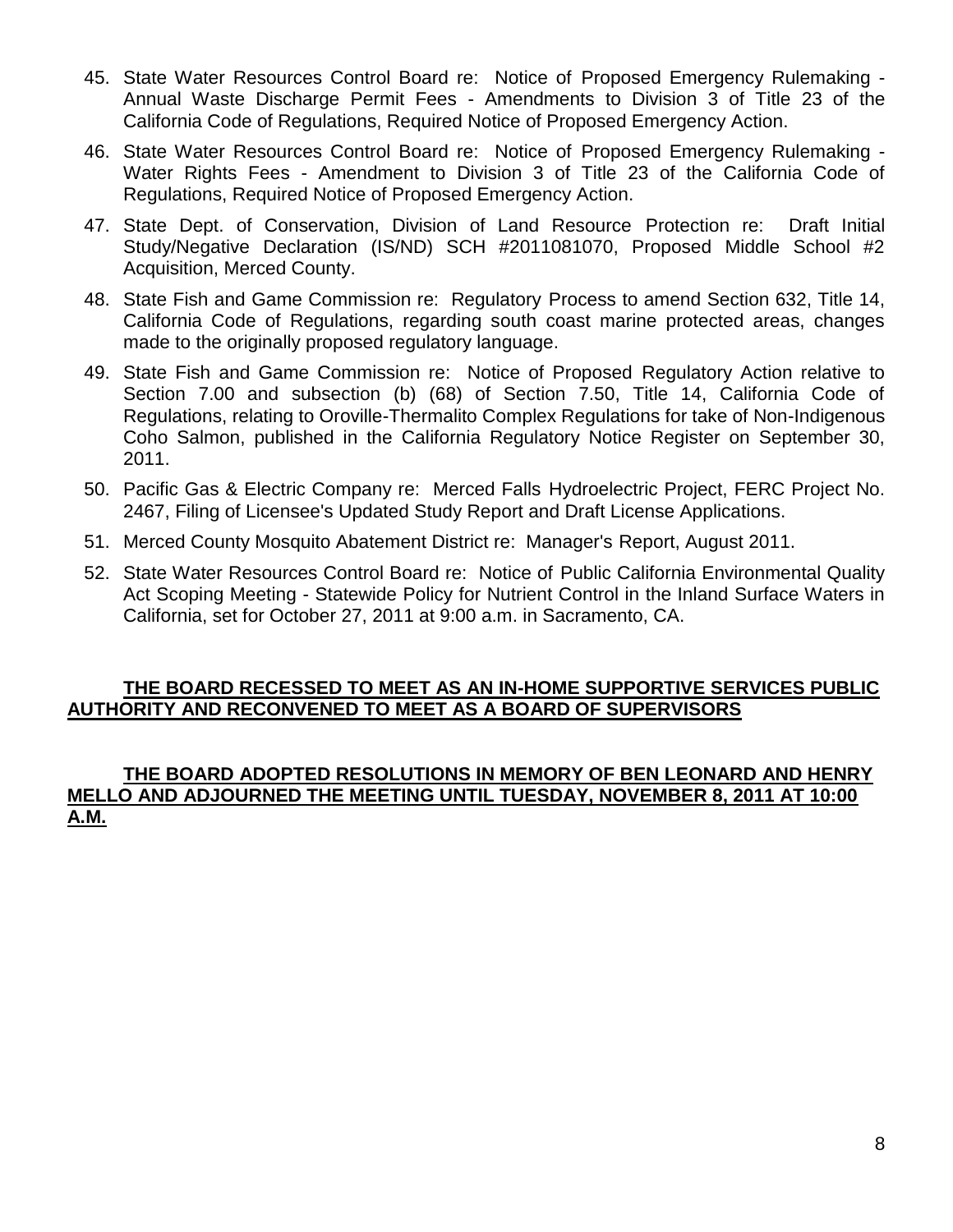45. State Water Resources Control Board re: Notice of Proposed Emergency Rulemaking - Annual Waste Discharge Permit Fees - Amendments to Division 3 of Title 23 of the California Code of Regulations, Required Notice of Proposed Emergency Action.

46. State Water Resources Control Board re: Notice of Proposed Emergency Rulemaking - Water Rights Fees - Amendment to Division 3 of Title 23 of the California Code of Regulations, Required Notice of Proposed Emergency Action.

47. State Dept. of Conservation, Division of Land Resource Protection re: Draft Initial Study/Negative Declaration (IS/ND) SCH #2011081070, Proposed Middle School #2 Acquisition, Merced County.

48. State Fish and Game Commission re: Regulatory Process to amend Section 632, Title 14, California Code of Regulations, regarding south coast marine protected areas, changes made to the originally proposed regulatory language.

49. State Fish and Game Commission re: Notice of Proposed Regulatory Action relative to Section 7.00 and subsection (b) (68) of Section 7.50, Title 14, California Code of Regulations, relating to Oroville-Thermalito Complex Regulations for take of Non-Indigenous Coho Salmon, published in the California Regulatory Notice Register on September 30, 2011.

50. Pacific Gas & Electric Company re: Merced Falls Hydroelectric Project, FERC Project No. 2467, Filing of Licensee's Updated Study Report and Draft License Applications.

51. Merced County Mosquito Abatement District re: Manager's Report, August 2011.

52. State Water Resources Control Board re: Notice of Public California Environmental Quality Act Scoping Meeting - Statewide Policy for Nutrient Control in the Inland Surface Waters in California, set for October 27, 2011 at 9:00 a.m. in Sacramento, CA.

**THE BOARD RECESSED TO MEET AS AN IN-HOME SUPPORTIVE SERVICES PUBLIC AUTHORITY AND RECONVENED TO MEET AS A BOARD OF SUPERVISORS**

**THE BOARD ADOPTED RESOLUTIONS IN MEMORY OF BEN LEONARD AND HENRY MELLO AND ADJOURNED THE MEETING UNTIL TUESDAY, NOVEMBER 8, 2011 AT 10:00 A.M.**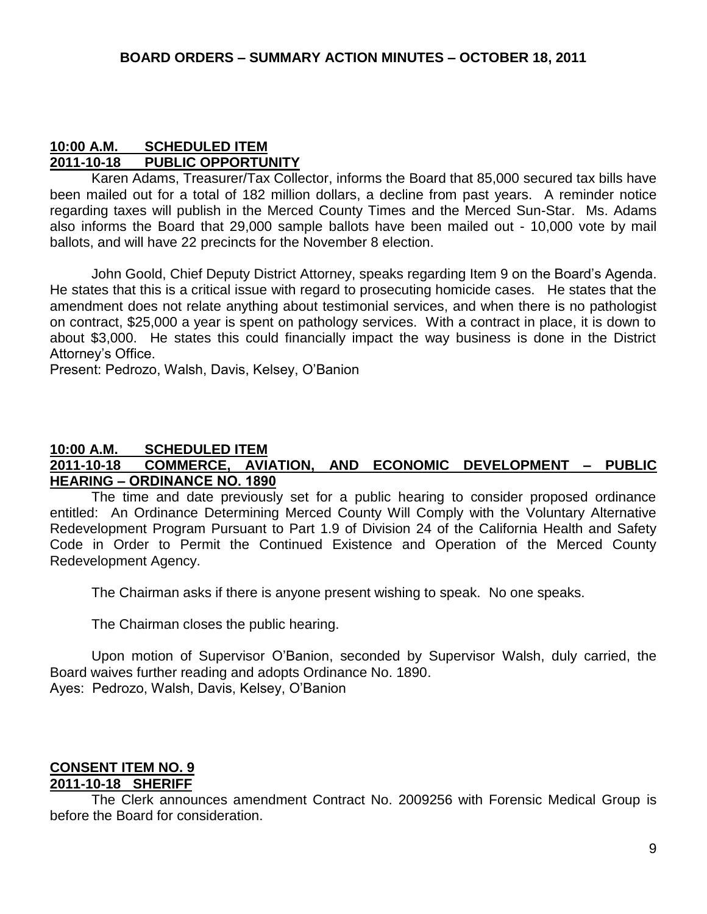**BOARD ORDERS – SUMMARY ACTION MINUTES – OCTOBER 18, 2011**

**10:00 A.M. SCHEDULED ITEM**
**2011-10-18 PUBLIC OPPORTUNITY**

Karen Adams, Treasurer/Tax Collector, informs the Board that 85,000 secured tax bills have been mailed out for a total of 182 million dollars, a decline from past years. A reminder notice regarding taxes will publish in the Merced County Times and the Merced Sun-Star. Ms. Adams also informs the Board that 29,000 sample ballots have been mailed out - 10,000 vote by mail ballots, and will have 22 precincts for the November 8 election.

John Goold, Chief Deputy District Attorney, speaks regarding Item 9 on the Board's Agenda. He states that this is a critical issue with regard to prosecuting homicide cases. He states that the amendment does not relate anything about testimonial services, and when there is no pathologist on contract, $25,000 a year is spent on pathology services. With a contract in place, it is down to about $3,000. He states this could financially impact the way business is done in the District Attorney's Office.

Present: Pedrozo, Walsh, Davis, Kelsey, O'Banion

**10:00 A.M. SCHEDULED ITEM**
**2011-10-18 COMMERCE, AVIATION, AND ECONOMIC DEVELOPMENT – PUBLIC HEARING – ORDINANCE NO. 1890**

The time and date previously set for a public hearing to consider proposed ordinance entitled: An Ordinance Determining Merced County Will Comply with the Voluntary Alternative Redevelopment Program Pursuant to Part 1.9 of Division 24 of the California Health and Safety Code in Order to Permit the Continued Existence and Operation of the Merced County Redevelopment Agency.

The Chairman asks if there is anyone present wishing to speak. No one speaks.

The Chairman closes the public hearing.

Upon motion of Supervisor O'Banion, seconded by Supervisor Walsh, duly carried, the Board waives further reading and adopts Ordinance No. 1890.

Ayes: Pedrozo, Walsh, Davis, Kelsey, O'Banion

**CONSENT ITEM NO. 9**
**2011-10-18 SHERIFF**

The Clerk announces amendment Contract No. 2009256 with Forensic Medical Group is before the Board for consideration.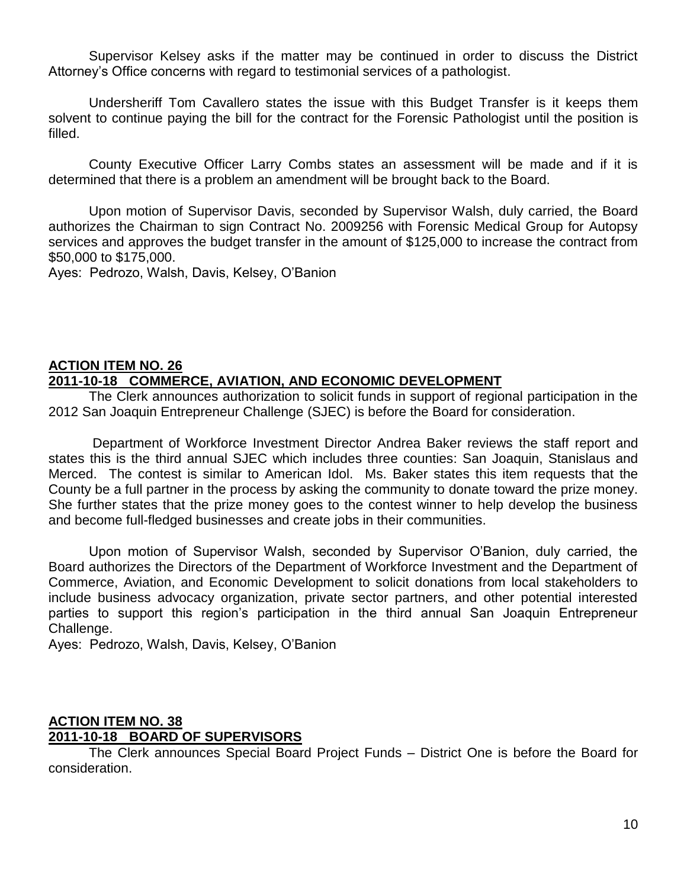Supervisor Kelsey asks if the matter may be continued in order to discuss the District Attorney's Office concerns with regard to testimonial services of a pathologist.

Undersheriff Tom Cavallero states the issue with this Budget Transfer is it keeps them solvent to continue paying the bill for the contract for the Forensic Pathologist until the position is filled.

County Executive Officer Larry Combs states an assessment will be made and if it is determined that there is a problem an amendment will be brought back to the Board.

Upon motion of Supervisor Davis, seconded by Supervisor Walsh, duly carried, the Board authorizes the Chairman to sign Contract No. 2009256 with Forensic Medical Group for Autopsy services and approves the budget transfer in the amount of $125,000 to increase the contract from $50,000 to $175,000.
Ayes: Pedrozo, Walsh, Davis, Kelsey, O'Banion

**ACTION ITEM NO. 26**
**2011-10-18 COMMERCE, AVIATION, AND ECONOMIC DEVELOPMENT**

The Clerk announces authorization to solicit funds in support of regional participation in the 2012 San Joaquin Entrepreneur Challenge (SJEC) is before the Board for consideration.

Department of Workforce Investment Director Andrea Baker reviews the staff report and states this is the third annual SJEC which includes three counties: San Joaquin, Stanislaus and Merced. The contest is similar to American Idol. Ms. Baker states this item requests that the County be a full partner in the process by asking the community to donate toward the prize money. She further states that the prize money goes to the contest winner to help develop the business and become full-fledged businesses and create jobs in their communities.

Upon motion of Supervisor Walsh, seconded by Supervisor O'Banion, duly carried, the Board authorizes the Directors of the Department of Workforce Investment and the Department of Commerce, Aviation, and Economic Development to solicit donations from local stakeholders to include business advocacy organization, private sector partners, and other potential interested parties to support this region's participation in the third annual San Joaquin Entrepreneur Challenge.
Ayes: Pedrozo, Walsh, Davis, Kelsey, O'Banion

**ACTION ITEM NO. 38**
**2011-10-18 BOARD OF SUPERVISORS**

The Clerk announces Special Board Project Funds – District One is before the Board for consideration.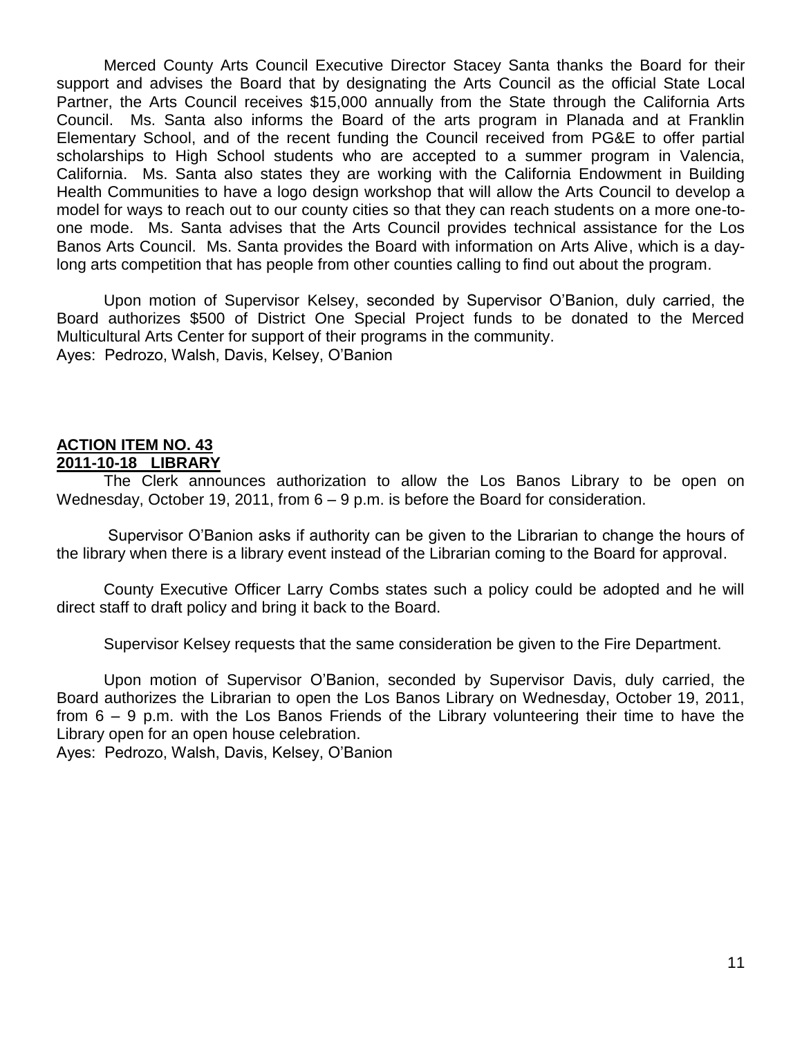Merced County Arts Council Executive Director Stacey Santa thanks the Board for their support and advises the Board that by designating the Arts Council as the official State Local Partner, the Arts Council receives $15,000 annually from the State through the California Arts Council. Ms. Santa also informs the Board of the arts program in Planada and at Franklin Elementary School, and of the recent funding the Council received from PG&E to offer partial scholarships to High School students who are accepted to a summer program in Valencia, California. Ms. Santa also states they are working with the California Endowment in Building Health Communities to have a logo design workshop that will allow the Arts Council to develop a model for ways to reach out to our county cities so that they can reach students on a more one-to-one mode. Ms. Santa advises that the Arts Council provides technical assistance for the Los Banos Arts Council. Ms. Santa provides the Board with information on Arts Alive, which is a day-long arts competition that has people from other counties calling to find out about the program.

Upon motion of Supervisor Kelsey, seconded by Supervisor O'Banion, duly carried, the Board authorizes $500 of District One Special Project funds to be donated to the Merced Multicultural Arts Center for support of their programs in the community.
Ayes: Pedrozo, Walsh, Davis, Kelsey, O'Banion

## ACTION ITEM NO. 43
## 2011-10-18 LIBRARY

The Clerk announces authorization to allow the Los Banos Library to be open on Wednesday, October 19, 2011, from 6 – 9 p.m. is before the Board for consideration.

Supervisor O'Banion asks if authority can be given to the Librarian to change the hours of the library when there is a library event instead of the Librarian coming to the Board for approval.

County Executive Officer Larry Combs states such a policy could be adopted and he will direct staff to draft policy and bring it back to the Board.

Supervisor Kelsey requests that the same consideration be given to the Fire Department.

Upon motion of Supervisor O'Banion, seconded by Supervisor Davis, duly carried, the Board authorizes the Librarian to open the Los Banos Library on Wednesday, October 19, 2011, from 6 – 9 p.m. with the Los Banos Friends of the Library volunteering their time to have the Library open for an open house celebration.
Ayes: Pedrozo, Walsh, Davis, Kelsey, O'Banion